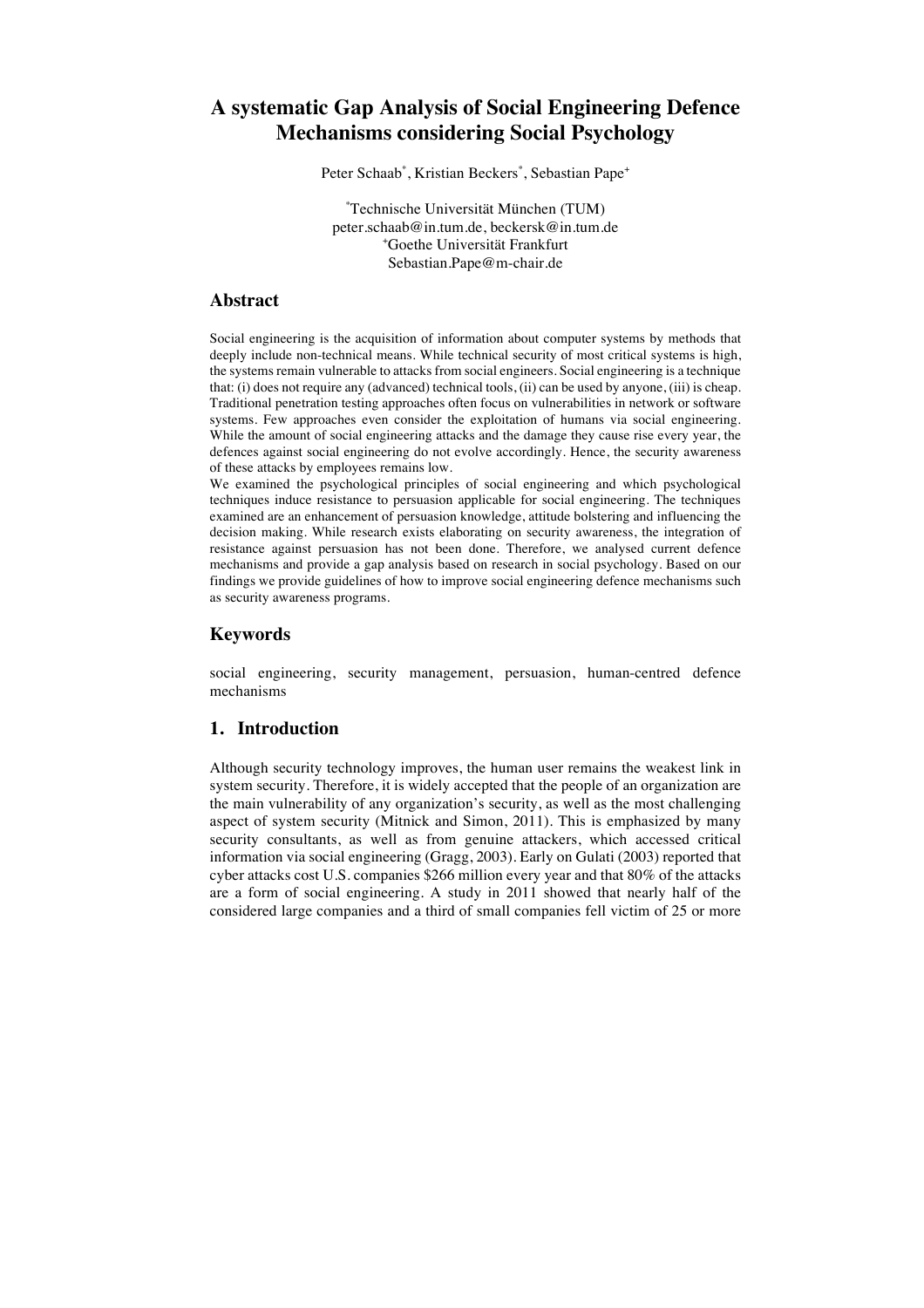# A systematic Gap Analysis of Social Engineering Defence Mechanisms considering Social Psychology

Peter Schaab[*], Kristian Beckers[*], Sebastian Pape[+]

[*]Technische Universität München (TUM)
peter.schaab@in.tum.de, beckersk@in.tum.de
[+]Goethe Universität Frankfurt
Sebastian.Pape@m-chair.de

## Abstract

Social engineering is the acquisition of information about computer systems by methods that deeply include non-technical means. While technical security of most critical systems is high, the systems remain vulnerable to attacks from social engineers. Social engineering is a technique that: (i) does not require any (advanced) technical tools, (ii) can be used by anyone, (iii) is cheap. Traditional penetration testing approaches often focus on vulnerabilities in network or software systems. Few approaches even consider the exploitation of humans via social engineering. While the amount of social engineering attacks and the damage they cause rise every year, the defences against social engineering do not evolve accordingly. Hence, the security awareness of these attacks by employees remains low.

We examined the psychological principles of social engineering and which psychological techniques induce resistance to persuasion applicable for social engineering. The techniques examined are an enhancement of persuasion knowledge, attitude bolstering and influencing the decision making. While research exists elaborating on security awareness, the integration of resistance against persuasion has not been done. Therefore, we analysed current defence mechanisms and provide a gap analysis based on research in social psychology. Based on our findings we provide guidelines of how to improve social engineering defence mechanisms such as security awareness programs.

## Keywords

social engineering, security management, persuasion, human-centred defence mechanisms

## 1. Introduction

Although security technology improves, the human user remains the weakest link in system security. Therefore, it is widely accepted that the people of an organization are the main vulnerability of any organization's security, as well as the most challenging aspect of system security (Mitnick and Simon, 2011). This is emphasized by many security consultants, as well as from genuine attackers, which accessed critical information via social engineering (Gragg, 2003). Early on Gulati (2003) reported that cyber attacks cost U.S. companies $266 million every year and that 80% of the attacks are a form of social engineering. A study in 2011 showed that nearly half of the considered large companies and a third of small companies fell victim of 25 or more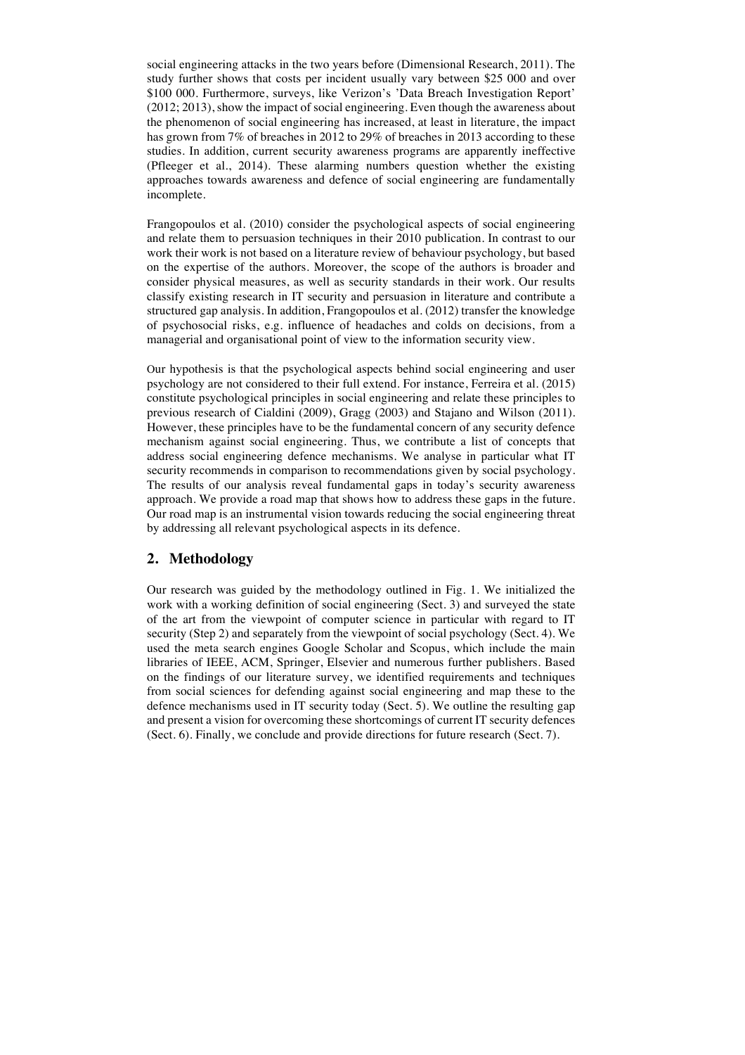social engineering attacks in the two years before (Dimensional Research, 2011). The study further shows that costs per incident usually vary between $25 000 and over $100 000. Furthermore, surveys, like Verizon's 'Data Breach Investigation Report' (2012; 2013), show the impact of social engineering. Even though the awareness about the phenomenon of social engineering has increased, at least in literature, the impact has grown from 7% of breaches in 2012 to 29% of breaches in 2013 according to these studies. In addition, current security awareness programs are apparently ineffective (Pfleeger et al., 2014). These alarming numbers question whether the existing approaches towards awareness and defence of social engineering are fundamentally incomplete.

Frangopoulos et al. (2010) consider the psychological aspects of social engineering and relate them to persuasion techniques in their 2010 publication. In contrast to our work their work is not based on a literature review of behaviour psychology, but based on the expertise of the authors. Moreover, the scope of the authors is broader and consider physical measures, as well as security standards in their work. Our results classify existing research in IT security and persuasion in literature and contribute a structured gap analysis. In addition, Frangopoulos et al. (2012) transfer the knowledge of psychosocial risks, e.g. influence of headaches and colds on decisions, from a managerial and organisational point of view to the information security view.

Our hypothesis is that the psychological aspects behind social engineering and user psychology are not considered to their full extend. For instance, Ferreira et al. (2015) constitute psychological principles in social engineering and relate these principles to previous research of Cialdini (2009), Gragg (2003) and Stajano and Wilson (2011). However, these principles have to be the fundamental concern of any security defence mechanism against social engineering. Thus, we contribute a list of concepts that address social engineering defence mechanisms. We analyse in particular what IT security recommends in comparison to recommendations given by social psychology. The results of our analysis reveal fundamental gaps in today's security awareness approach. We provide a road map that shows how to address these gaps in the future. Our road map is an instrumental vision towards reducing the social engineering threat by addressing all relevant psychological aspects in its defence.

## 2. Methodology

Our research was guided by the methodology outlined in Fig. 1. We initialized the work with a working definition of social engineering (Sect. 3) and surveyed the state of the art from the viewpoint of computer science in particular with regard to IT security (Step 2) and separately from the viewpoint of social psychology (Sect. 4). We used the meta search engines Google Scholar and Scopus, which include the main libraries of IEEE, ACM, Springer, Elsevier and numerous further publishers. Based on the findings of our literature survey, we identified requirements and techniques from social sciences for defending against social engineering and map these to the defence mechanisms used in IT security today (Sect. 5). We outline the resulting gap and present a vision for overcoming these shortcomings of current IT security defences (Sect. 6). Finally, we conclude and provide directions for future research (Sect. 7).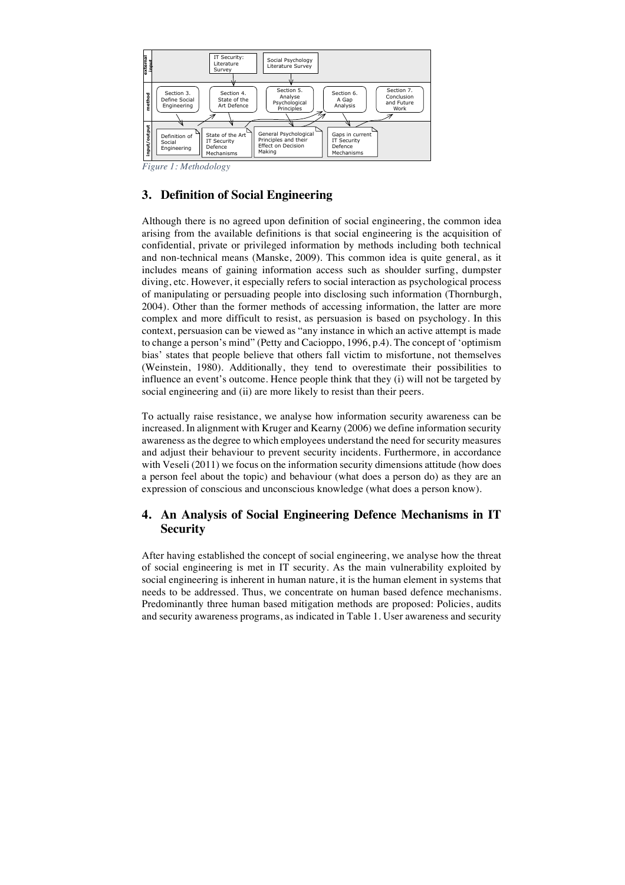*Figure 1: Methodology*

## 3. Definition of Social Engineering

Although there is no agreed upon definition of social engineering, the common idea arising from the available definitions is that social engineering is the acquisition of confidential, private or privileged information by methods including both technical and non-technical means (Manske, 2009). This common idea is quite general, as it includes means of gaining information access such as shoulder surfing, dumpster diving, etc. However, it especially refers to social interaction as psychological process of manipulating or persuading people into disclosing such information (Thornburgh, 2004). Other than the former methods of accessing information, the latter are more complex and more difficult to resist, as persuasion is based on psychology. In this context, persuasion can be viewed as "any instance in which an active attempt is made to change a person's mind" (Petty and Cacioppo, 1996, p.4). The concept of 'optimism bias' states that people believe that others fall victim to misfortune, not themselves (Weinstein, 1980). Additionally, they tend to overestimate their possibilities to influence an event's outcome. Hence people think that they (i) will not be targeted by social engineering and (ii) are more likely to resist than their peers.

To actually raise resistance, we analyse how information security awareness can be increased. In alignment with Kruger and Kearny (2006) we define information security awareness as the degree to which employees understand the need for security measures and adjust their behaviour to prevent security incidents. Furthermore, in accordance with Veseli (2011) we focus on the information security dimensions attitude (how does a person feel about the topic) and behaviour (what does a person do) as they are an expression of conscious and unconscious knowledge (what does a person know).

## 4. An Analysis of Social Engineering Defence Mechanisms in IT Security

After having established the concept of social engineering, we analyse how the threat of social engineering is met in IT security. As the main vulnerability exploited by social engineering is inherent in human nature, it is the human element in systems that needs to be addressed. Thus, we concentrate on human based defence mechanisms. Predominantly three human based mitigation methods are proposed: Policies, audits and security awareness programs, as indicated in Table 1. User awareness and security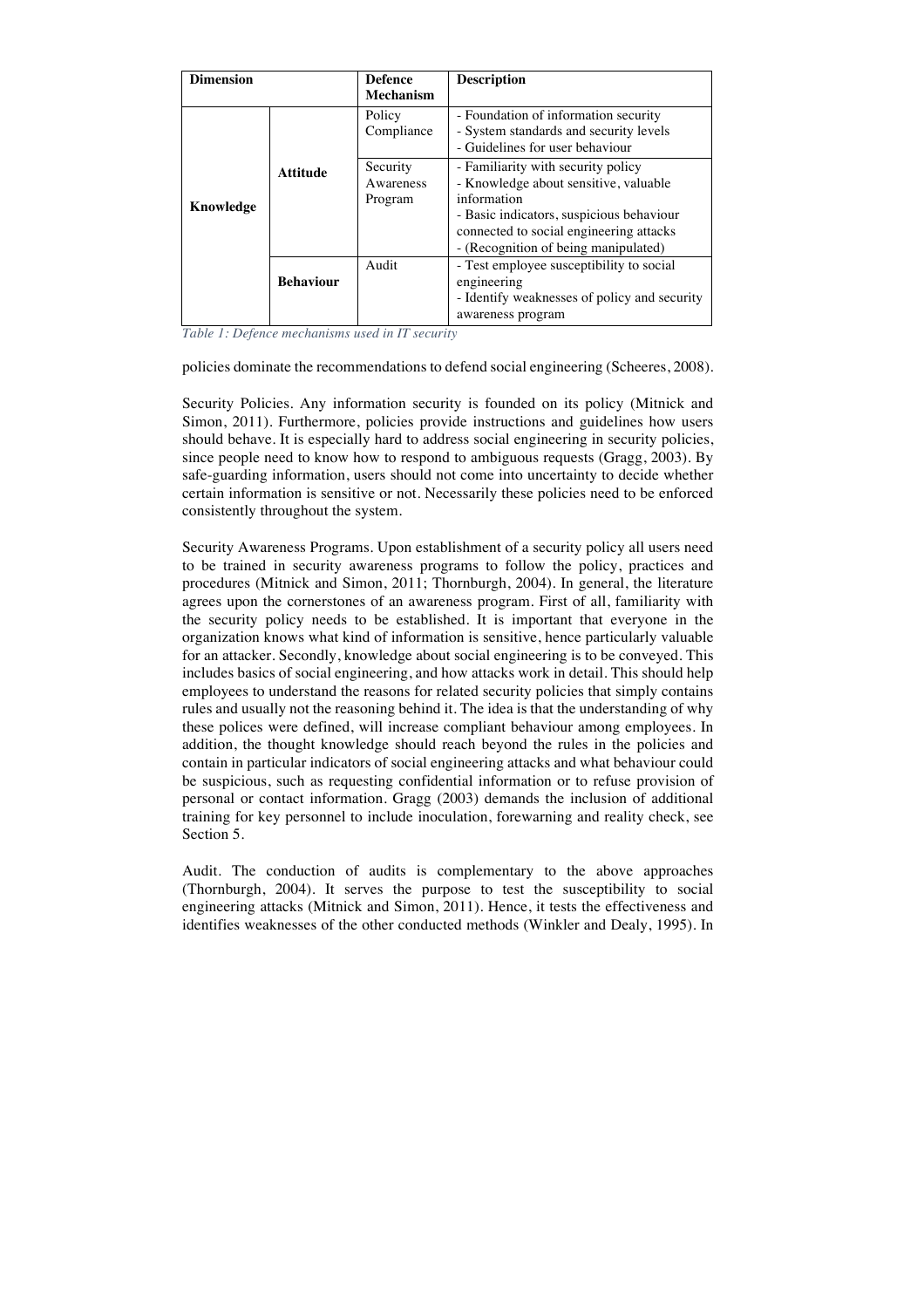| Dimension | | Defence Mechanism | Description |
|---|---|---|---|
| Knowledge | Attitude | Policy Compliance | - Foundation of information security<br>- System standards and security levels<br>- Guidelines for user behaviour |
| | | Security Awareness Program | - Familiarity with security policy<br>- Knowledge about sensitive, valuable information<br>- Basic indicators, suspicious behaviour connected to social engineering attacks<br>- (Recognition of being manipulated) |
| | Behaviour | Audit | - Test employee susceptibility to social engineering<br>- Identify weaknesses of policy and security awareness program |

*Table 1: Defence mechanisms used in IT security*

policies dominate the recommendations to defend social engineering (Scheeres, 2008).

Security Policies. Any information security is founded on its policy (Mitnick and Simon, 2011). Furthermore, policies provide instructions and guidelines how users should behave. It is especially hard to address social engineering in security policies, since people need to know how to respond to ambiguous requests (Gragg, 2003). By safe-guarding information, users should not come into uncertainty to decide whether certain information is sensitive or not. Necessarily these policies need to be enforced consistently throughout the system.

Security Awareness Programs. Upon establishment of a security policy all users need to be trained in security awareness programs to follow the policy, practices and procedures (Mitnick and Simon, 2011; Thornburgh, 2004). In general, the literature agrees upon the cornerstones of an awareness program. First of all, familiarity with the security policy needs to be established. It is important that everyone in the organization knows what kind of information is sensitive, hence particularly valuable for an attacker. Secondly, knowledge about social engineering is to be conveyed. This includes basics of social engineering, and how attacks work in detail. This should help employees to understand the reasons for related security policies that simply contains rules and usually not the reasoning behind it. The idea is that the understanding of why these polices were defined, will increase compliant behaviour among employees. In addition, the thought knowledge should reach beyond the rules in the policies and contain in particular indicators of social engineering attacks and what behaviour could be suspicious, such as requesting confidential information or to refuse provision of personal or contact information. Gragg (2003) demands the inclusion of additional training for key personnel to include inoculation, forewarning and reality check, see Section 5.

Audit. The conduction of audits is complementary to the above approaches (Thornburgh, 2004). It serves the purpose to test the susceptibility to social engineering attacks (Mitnick and Simon, 2011). Hence, it tests the effectiveness and identifies weaknesses of the other conducted methods (Winkler and Dealy, 1995). In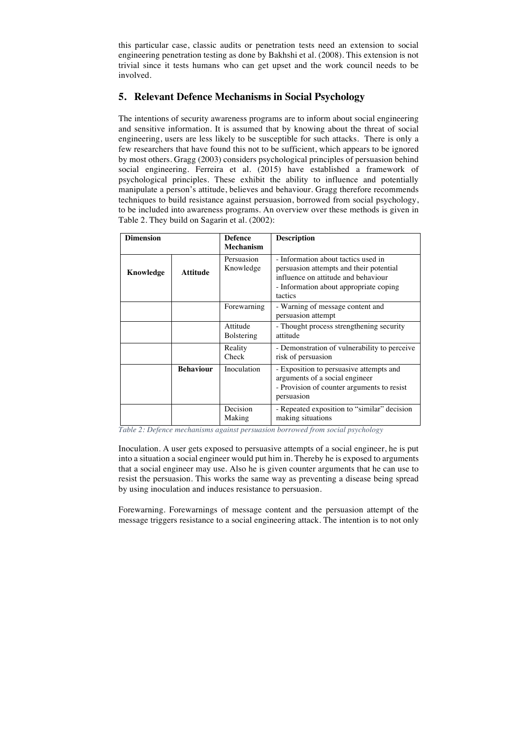this particular case, classic audits or penetration tests need an extension to social engineering penetration testing as done by Bakhshi et al. (2008). This extension is not trivial since it tests humans who can get upset and the work council needs to be involved.

## 5. Relevant Defence Mechanisms in Social Psychology

The intentions of security awareness programs are to inform about social engineering and sensitive information. It is assumed that by knowing about the threat of social engineering, users are less likely to be susceptible for such attacks. There is only a few researchers that have found this not to be sufficient, which appears to be ignored by most others. Gragg (2003) considers psychological principles of persuasion behind social engineering. Ferreira et al. (2015) have established a framework of psychological principles. These exhibit the ability to influence and potentially manipulate a person's attitude, believes and behaviour. Gragg therefore recommends techniques to build resistance against persuasion, borrowed from social psychology, to be included into awareness programs. An overview over these methods is given in Table 2. They build on Sagarin et al. (2002):

| **Dimension** | | **Defence Mechanism** | **Description** |
|---|---|---|---|
| **Knowledge** | **Attitude** | Persuasion Knowledge | - Information about tactics used in persuasion attempts and their potential influence on attitude and behaviour<br>- Information about appropriate coping tactics |
| | | Forewarning | - Warning of message content and persuasion attempt |
| | | Attitude Bolstering | - Thought process strengthening security attitude |
| | | Reality Check | - Demonstration of vulnerability to perceive risk of persuasion |
| | **Behaviour** | Inoculation | - Exposition to persuasive attempts and arguments of a social engineer<br>- Provision of counter arguments to resist persuasion |
| | | Decision Making | - Repeated exposition to "similar" decision making situations |

*Table 2: Defence mechanisms against persuasion borrowed from social psychology*

Inoculation. A user gets exposed to persuasive attempts of a social engineer, he is put into a situation a social engineer would put him in. Thereby he is exposed to arguments that a social engineer may use. Also he is given counter arguments that he can use to resist the persuasion. This works the same way as preventing a disease being spread by using inoculation and induces resistance to persuasion.

Forewarning. Forewarnings of message content and the persuasion attempt of the message triggers resistance to a social engineering attack. The intention is to not only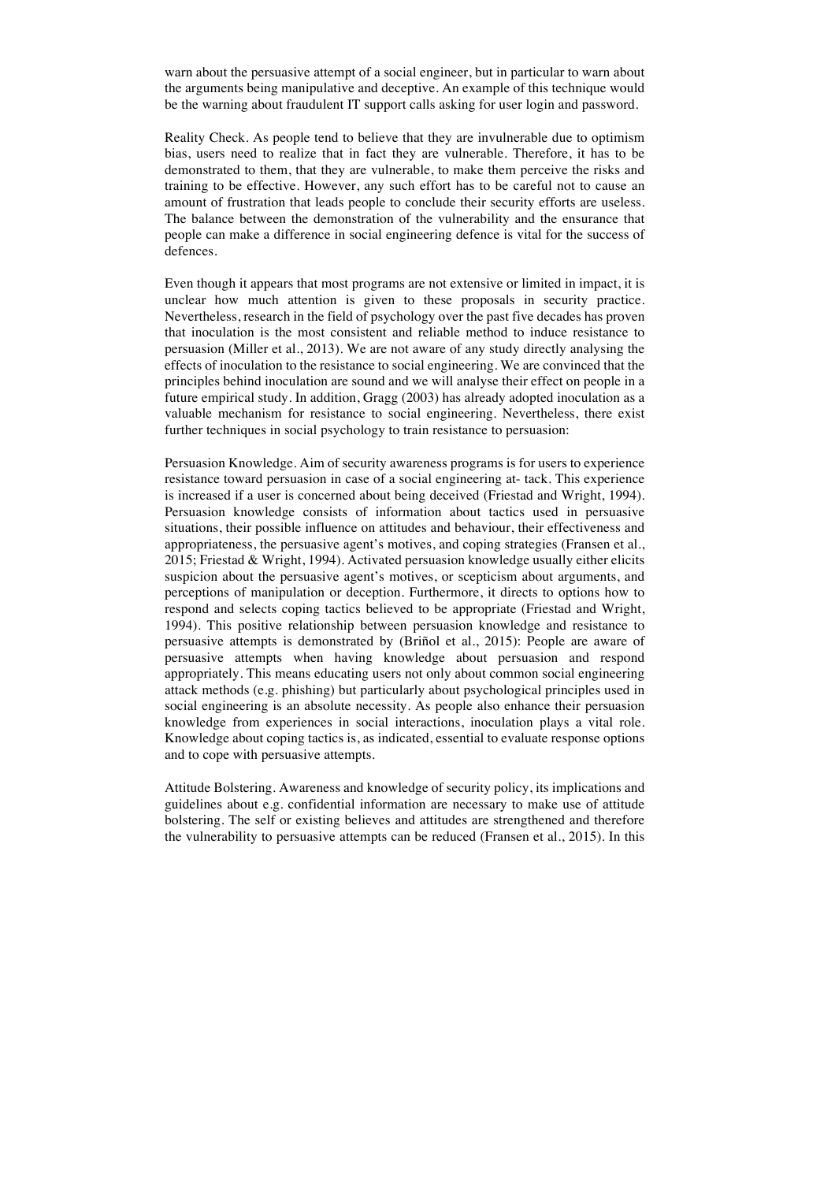warn about the persuasive attempt of a social engineer, but in particular to warn about the arguments being manipulative and deceptive. An example of this technique would be the warning about fraudulent IT support calls asking for user login and password.

Reality Check. As people tend to believe that they are invulnerable due to optimism bias, users need to realize that in fact they are vulnerable. Therefore, it has to be demonstrated to them, that they are vulnerable, to make them perceive the risks and training to be effective. However, any such effort has to be careful not to cause an amount of frustration that leads people to conclude their security efforts are useless. The balance between the demonstration of the vulnerability and the ensurance that people can make a difference in social engineering defence is vital for the success of defences.

Even though it appears that most programs are not extensive or limited in impact, it is unclear how much attention is given to these proposals in security practice. Nevertheless, research in the field of psychology over the past five decades has proven that inoculation is the most consistent and reliable method to induce resistance to persuasion (Miller et al., 2013). We are not aware of any study directly analysing the effects of inoculation to the resistance to social engineering. We are convinced that the principles behind inoculation are sound and we will analyse their effect on people in a future empirical study. In addition, Gragg (2003) has already adopted inoculation as a valuable mechanism for resistance to social engineering. Nevertheless, there exist further techniques in social psychology to train resistance to persuasion:

Persuasion Knowledge. Aim of security awareness programs is for users to experience resistance toward persuasion in case of a social engineering at- tack. This experience is increased if a user is concerned about being deceived (Friestad and Wright, 1994). Persuasion knowledge consists of information about tactics used in persuasive situations, their possible influence on attitudes and behaviour, their effectiveness and appropriateness, the persuasive agent's motives, and coping strategies (Fransen et al., 2015; Friestad & Wright, 1994). Activated persuasion knowledge usually either elicits suspicion about the persuasive agent's motives, or scepticism about arguments, and perceptions of manipulation or deception. Furthermore, it directs to options how to respond and selects coping tactics believed to be appropriate (Friestad and Wright, 1994). This positive relationship between persuasion knowledge and resistance to persuasive attempts is demonstrated by (Briñol et al., 2015): People are aware of persuasive attempts when having knowledge about persuasion and respond appropriately. This means educating users not only about common social engineering attack methods (e.g. phishing) but particularly about psychological principles used in social engineering is an absolute necessity. As people also enhance their persuasion knowledge from experiences in social interactions, inoculation plays a vital role. Knowledge about coping tactics is, as indicated, essential to evaluate response options and to cope with persuasive attempts.

Attitude Bolstering. Awareness and knowledge of security policy, its implications and guidelines about e.g. confidential information are necessary to make use of attitude bolstering. The self or existing believes and attitudes are strengthened and therefore the vulnerability to persuasive attempts can be reduced (Fransen et al., 2015). In this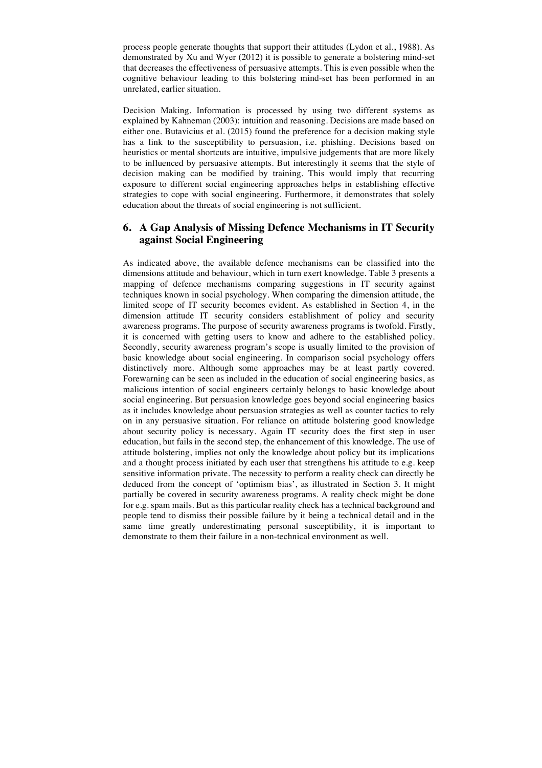process people generate thoughts that support their attitudes (Lydon et al., 1988). As demonstrated by Xu and Wyer (2012) it is possible to generate a bolstering mind-set that decreases the effectiveness of persuasive attempts. This is even possible when the cognitive behaviour leading to this bolstering mind-set has been performed in an unrelated, earlier situation.

Decision Making. Information is processed by using two different systems as explained by Kahneman (2003): intuition and reasoning. Decisions are made based on either one. Butavicius et al. (2015) found the preference for a decision making style has a link to the susceptibility to persuasion, i.e. phishing. Decisions based on heuristics or mental shortcuts are intuitive, impulsive judgements that are more likely to be influenced by persuasive attempts. But interestingly it seems that the style of decision making can be modified by training. This would imply that recurring exposure to different social engineering approaches helps in establishing effective strategies to cope with social engineering. Furthermore, it demonstrates that solely education about the threats of social engineering is not sufficient.

## 6. A Gap Analysis of Missing Defence Mechanisms in IT Security against Social Engineering

As indicated above, the available defence mechanisms can be classified into the dimensions attitude and behaviour, which in turn exert knowledge. Table 3 presents a mapping of defence mechanisms comparing suggestions in IT security against techniques known in social psychology. When comparing the dimension attitude, the limited scope of IT security becomes evident. As established in Section 4, in the dimension attitude IT security considers establishment of policy and security awareness programs. The purpose of security awareness programs is twofold. Firstly, it is concerned with getting users to know and adhere to the established policy. Secondly, security awareness program's scope is usually limited to the provision of basic knowledge about social engineering. In comparison social psychology offers distinctively more. Although some approaches may be at least partly covered. Forewarning can be seen as included in the education of social engineering basics, as malicious intention of social engineers certainly belongs to basic knowledge about social engineering. But persuasion knowledge goes beyond social engineering basics as it includes knowledge about persuasion strategies as well as counter tactics to rely on in any persuasive situation. For reliance on attitude bolstering good knowledge about security policy is necessary. Again IT security does the first step in user education, but fails in the second step, the enhancement of this knowledge. The use of attitude bolstering, implies not only the knowledge about policy but its implications and a thought process initiated by each user that strengthens his attitude to e.g. keep sensitive information private. The necessity to perform a reality check can directly be deduced from the concept of 'optimism bias', as illustrated in Section 3. It might partially be covered in security awareness programs. A reality check might be done for e.g. spam mails. But as this particular reality check has a technical background and people tend to dismiss their possible failure by it being a technical detail and in the same time greatly underestimating personal susceptibility, it is important to demonstrate to them their failure in a non-technical environment as well.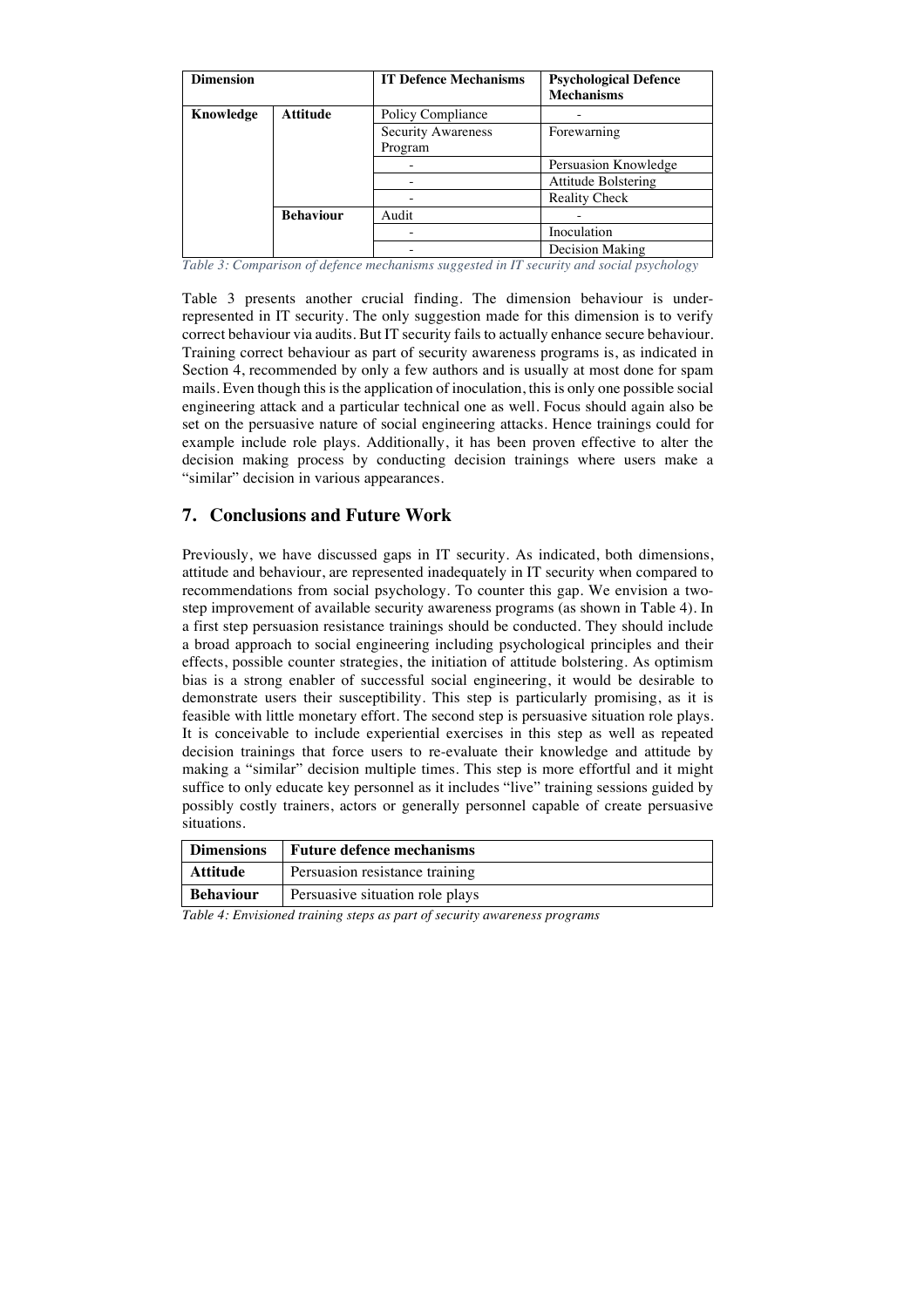| Dimension | | IT Defence Mechanisms | Psychological Defence Mechanisms |
|---|---|---|---|
| **Knowledge** | **Attitude** | Policy Compliance | - |
| | | Security Awareness Program | Forewarning |
| | | - | Persuasion Knowledge |
| | | - | Attitude Bolstering |
| | | - | Reality Check |
| | **Behaviour** | Audit | - |
| | | - | Inoculation |
| | | - | Decision Making |

*Table 3: Comparison of defence mechanisms suggested in IT security and social psychology*

Table 3 presents another crucial finding. The dimension behaviour is under-represented in IT security. The only suggestion made for this dimension is to verify correct behaviour via audits. But IT security fails to actually enhance secure behaviour. Training correct behaviour as part of security awareness programs is, as indicated in Section 4, recommended by only a few authors and is usually at most done for spam mails. Even though this is the application of inoculation, this is only one possible social engineering attack and a particular technical one as well. Focus should again also be set on the persuasive nature of social engineering attacks. Hence trainings could for example include role plays. Additionally, it has been proven effective to alter the decision making process by conducting decision trainings where users make a "similar" decision in various appearances.

## 7. Conclusions and Future Work

Previously, we have discussed gaps in IT security. As indicated, both dimensions, attitude and behaviour, are represented inadequately in IT security when compared to recommendations from social psychology. To counter this gap. We envision a two-step improvement of available security awareness programs (as shown in Table 4). In a first step persuasion resistance trainings should be conducted. They should include a broad approach to social engineering including psychological principles and their effects, possible counter strategies, the initiation of attitude bolstering. As optimism bias is a strong enabler of successful social engineering, it would be desirable to demonstrate users their susceptibility. This step is particularly promising, as it is feasible with little monetary effort. The second step is persuasive situation role plays. It is conceivable to include experiential exercises in this step as well as repeated decision trainings that force users to re-evaluate their knowledge and attitude by making a "similar" decision multiple times. This step is more effortful and it might suffice to only educate key personnel as it includes "live" training sessions guided by possibly costly trainers, actors or generally personnel capable of create persuasive situations.

| Dimensions | Future defence mechanisms |
|---|---|
| **Attitude** | Persuasion resistance training |
| **Behaviour** | Persuasive situation role plays |

*Table 4: Envisioned training steps as part of security awareness programs*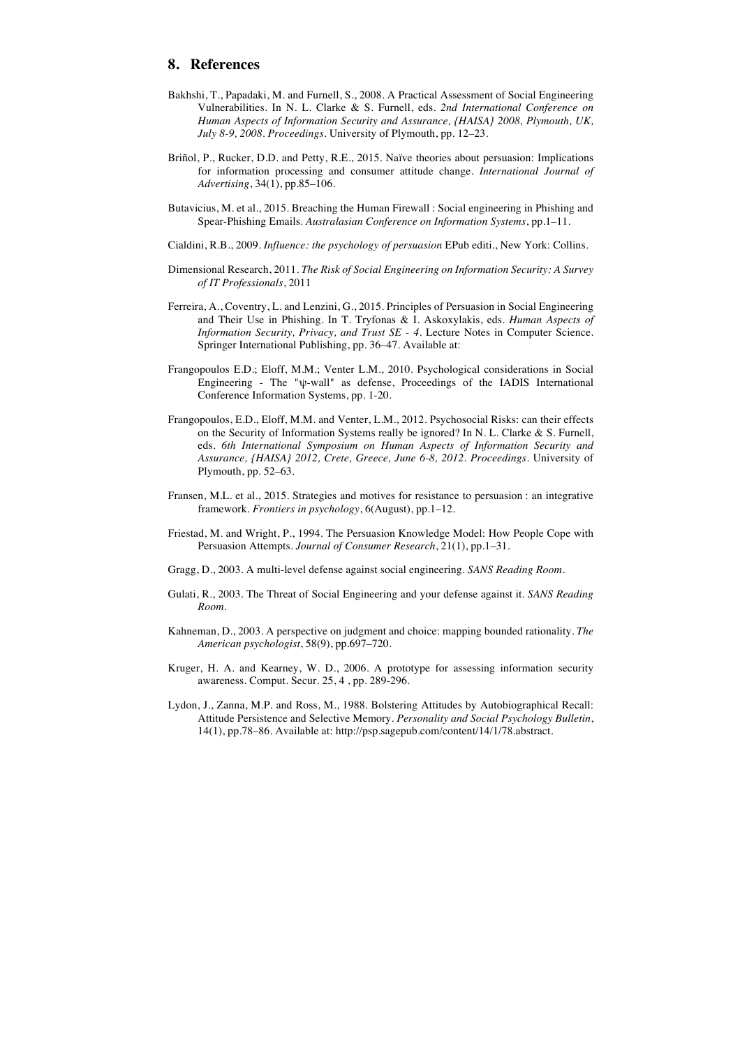## 8. References

Bakhshi, T., Papadaki, M. and Furnell, S., 2008. A Practical Assessment of Social Engineering Vulnerabilities. In N. L. Clarke & S. Furnell, eds. *2nd International Conference on Human Aspects of Information Security and Assurance, {HAISA} 2008, Plymouth, UK, July 8-9, 2008. Proceedings*. University of Plymouth, pp. 12–23.

Briñol, P., Rucker, D.D. and Petty, R.E., 2015. Naïve theories about persuasion: Implications for information processing and consumer attitude change. *International Journal of Advertising*, 34(1), pp.85–106.

Butavicius, M. et al., 2015. Breaching the Human Firewall : Social engineering in Phishing and Spear-Phishing Emails. *Australasian Conference on Information Systems*, pp.1–11.

Cialdini, R.B., 2009. *Influence: the psychology of persuasion* EPub editi., New York: Collins.

Dimensional Research, 2011. *The Risk of Social Engineering on Information Security: A Survey of IT Professionals*, 2011

Ferreira, A., Coventry, L. and Lenzini, G., 2015. Principles of Persuasion in Social Engineering and Their Use in Phishing. In T. Tryfonas & I. Askoxylakis, eds. *Human Aspects of Information Security, Privacy, and Trust SE - 4*. Lecture Notes in Computer Science. Springer International Publishing, pp. 36–47. Available at:

Frangopoulos E.D.; Eloff, M.M.; Venter L.M., 2010. Psychological considerations in Social Engineering - The "ψ-wall" as defense, Proceedings of the IADIS International Conference Information Systems, pp. 1-20.

Frangopoulos, E.D., Eloff, M.M. and Venter, L.M., 2012. Psychosocial Risks: can their effects on the Security of Information Systems really be ignored? In N. L. Clarke & S. Furnell, eds. *6th International Symposium on Human Aspects of Information Security and Assurance, {HAISA} 2012, Crete, Greece, June 6-8, 2012. Proceedings*. University of Plymouth, pp. 52–63.

Fransen, M.L. et al., 2015. Strategies and motives for resistance to persuasion : an integrative framework. *Frontiers in psychology*, 6(August), pp.1–12.

Friestad, M. and Wright, P., 1994. The Persuasion Knowledge Model: How People Cope with Persuasion Attempts. *Journal of Consumer Research*, 21(1), pp.1–31.

Gragg, D., 2003. A multi-level defense against social engineering. *SANS Reading Room*.

Gulati, R., 2003. The Threat of Social Engineering and your defense against it. *SANS Reading Room*.

Kahneman, D., 2003. A perspective on judgment and choice: mapping bounded rationality. *The American psychologist*, 58(9), pp.697–720.

Kruger, H. A. and Kearney, W. D., 2006. A prototype for assessing information security awareness. Comput. Secur. 25, 4 , pp. 289-296.

Lydon, J., Zanna, M.P. and Ross, M., 1988. Bolstering Attitudes by Autobiographical Recall: Attitude Persistence and Selective Memory. *Personality and Social Psychology Bulletin*, 14(1), pp.78–86. Available at: http://psp.sagepub.com/content/14/1/78.abstract.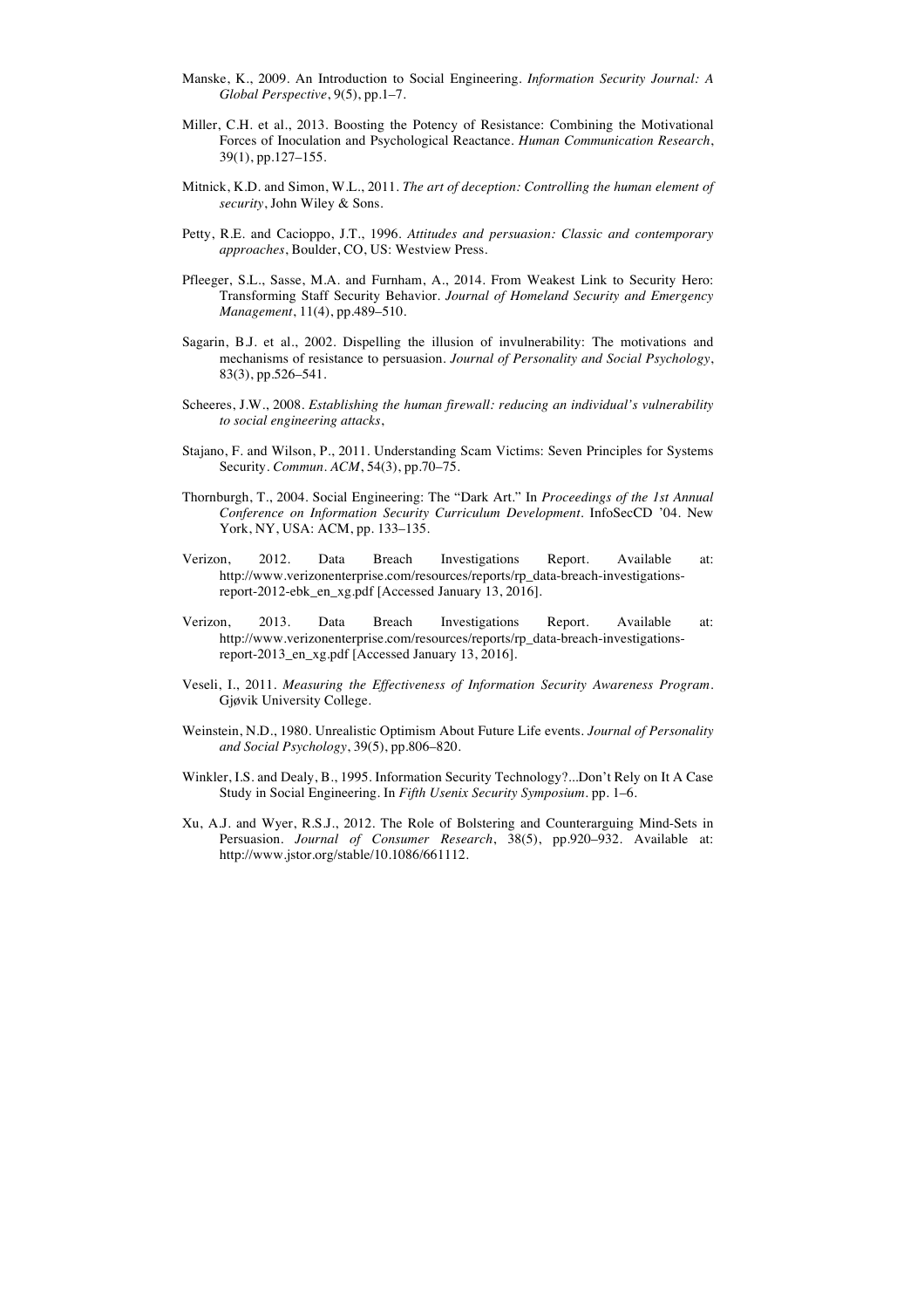Manske, K., 2009. An Introduction to Social Engineering. *Information Security Journal: A Global Perspective*, 9(5), pp.1–7.

Miller, C.H. et al., 2013. Boosting the Potency of Resistance: Combining the Motivational Forces of Inoculation and Psychological Reactance. *Human Communication Research*, 39(1), pp.127–155.

Mitnick, K.D. and Simon, W.L., 2011. *The art of deception: Controlling the human element of security*, John Wiley & Sons.

Petty, R.E. and Cacioppo, J.T., 1996. *Attitudes and persuasion: Classic and contemporary approaches*, Boulder, CO, US: Westview Press.

Pfleeger, S.L., Sasse, M.A. and Furnham, A., 2014. From Weakest Link to Security Hero: Transforming Staff Security Behavior. *Journal of Homeland Security and Emergency Management*, 11(4), pp.489–510.

Sagarin, B.J. et al., 2002. Dispelling the illusion of invulnerability: The motivations and mechanisms of resistance to persuasion. *Journal of Personality and Social Psychology*, 83(3), pp.526–541.

Scheeres, J.W., 2008. *Establishing the human firewall: reducing an individual's vulnerability to social engineering attacks*,

Stajano, F. and Wilson, P., 2011. Understanding Scam Victims: Seven Principles for Systems Security. *Commun. ACM*, 54(3), pp.70–75.

Thornburgh, T., 2004. Social Engineering: The "Dark Art." In *Proceedings of the 1st Annual Conference on Information Security Curriculum Development*. InfoSecCD '04. New York, NY, USA: ACM, pp. 133–135.

Verizon, 2012. Data Breach Investigations Report. Available at: http://www.verizonenterprise.com/resources/reports/rp_data-breach-investigations-report-2012-ebk_en_xg.pdf [Accessed January 13, 2016].

Verizon, 2013. Data Breach Investigations Report. Available at: http://www.verizonenterprise.com/resources/reports/rp_data-breach-investigations-report-2013_en_xg.pdf [Accessed January 13, 2016].

Veseli, I., 2011. *Measuring the Effectiveness of Information Security Awareness Program*. Gjøvik University College.

Weinstein, N.D., 1980. Unrealistic Optimism About Future Life events. *Journal of Personality and Social Psychology*, 39(5), pp.806–820.

Winkler, I.S. and Dealy, B., 1995. Information Security Technology?...Don't Rely on It A Case Study in Social Engineering. In *Fifth Usenix Security Symposium*. pp. 1–6.

Xu, A.J. and Wyer, R.S.J., 2012. The Role of Bolstering and Counterarguing Mind-Sets in Persuasion. *Journal of Consumer Research*, 38(5), pp.920–932. Available at: http://www.jstor.org/stable/10.1086/661112.